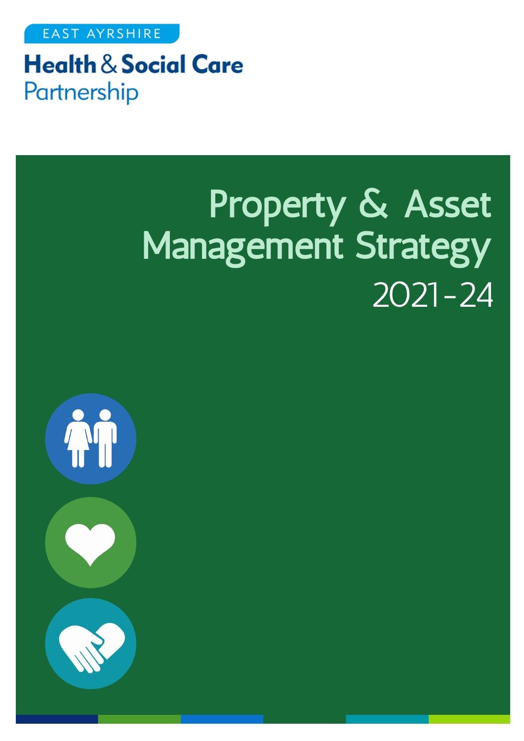EAST AYRSHIRE

**Health & Social Care**
Partnership

# Property & Asset Management Strategy
2021-24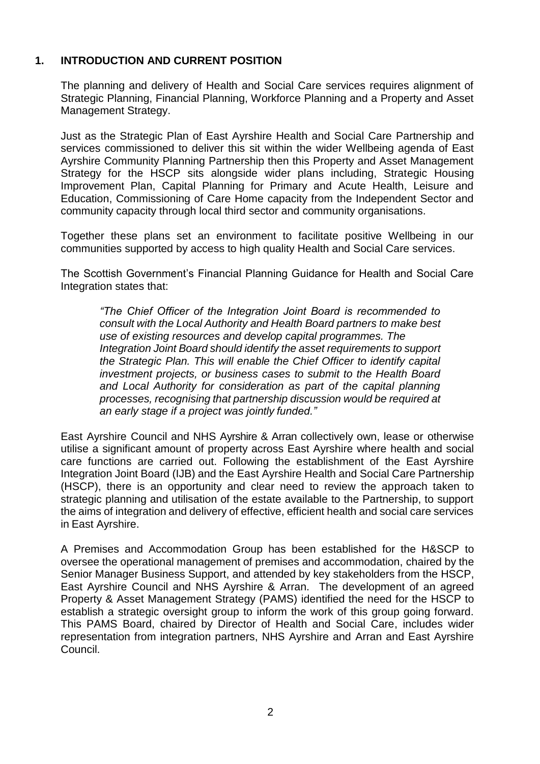## 1. INTRODUCTION AND CURRENT POSITION

The planning and delivery of Health and Social Care services requires alignment of Strategic Planning, Financial Planning, Workforce Planning and a Property and Asset Management Strategy.

Just as the Strategic Plan of East Ayrshire Health and Social Care Partnership and services commissioned to deliver this sit within the wider Wellbeing agenda of East Ayrshire Community Planning Partnership then this Property and Asset Management Strategy for the HSCP sits alongside wider plans including, Strategic Housing Improvement Plan, Capital Planning for Primary and Acute Health, Leisure and Education, Commissioning of Care Home capacity from the Independent Sector and community capacity through local third sector and community organisations.

Together these plans set an environment to facilitate positive Wellbeing in our communities supported by access to high quality Health and Social Care services.

The Scottish Government's Financial Planning Guidance for Health and Social Care Integration states that:

> *"The Chief Officer of the Integration Joint Board is recommended to consult with the Local Authority and Health Board partners to make best use of existing resources and develop capital programmes. The Integration Joint Board should identify the asset requirements to support the Strategic Plan. This will enable the Chief Officer to identify capital investment projects, or business cases to submit to the Health Board and Local Authority for consideration as part of the capital planning processes, recognising that partnership discussion would be required at an early stage if a project was jointly funded."*

East Ayrshire Council and NHS Ayrshire & Arran collectively own, lease or otherwise utilise a significant amount of property across East Ayrshire where health and social care functions are carried out. Following the establishment of the East Ayrshire Integration Joint Board (IJB) and the East Ayrshire Health and Social Care Partnership (HSCP), there is an opportunity and clear need to review the approach taken to strategic planning and utilisation of the estate available to the Partnership, to support the aims of integration and delivery of effective, efficient health and social care services in East Ayrshire.

A Premises and Accommodation Group has been established for the H&SCP to oversee the operational management of premises and accommodation, chaired by the Senior Manager Business Support, and attended by key stakeholders from the HSCP, East Ayrshire Council and NHS Ayrshire & Arran. The development of an agreed Property & Asset Management Strategy (PAMS) identified the need for the HSCP to establish a strategic oversight group to inform the work of this group going forward. This PAMS Board, chaired by Director of Health and Social Care, includes wider representation from integration partners, NHS Ayrshire and Arran and East Ayrshire Council.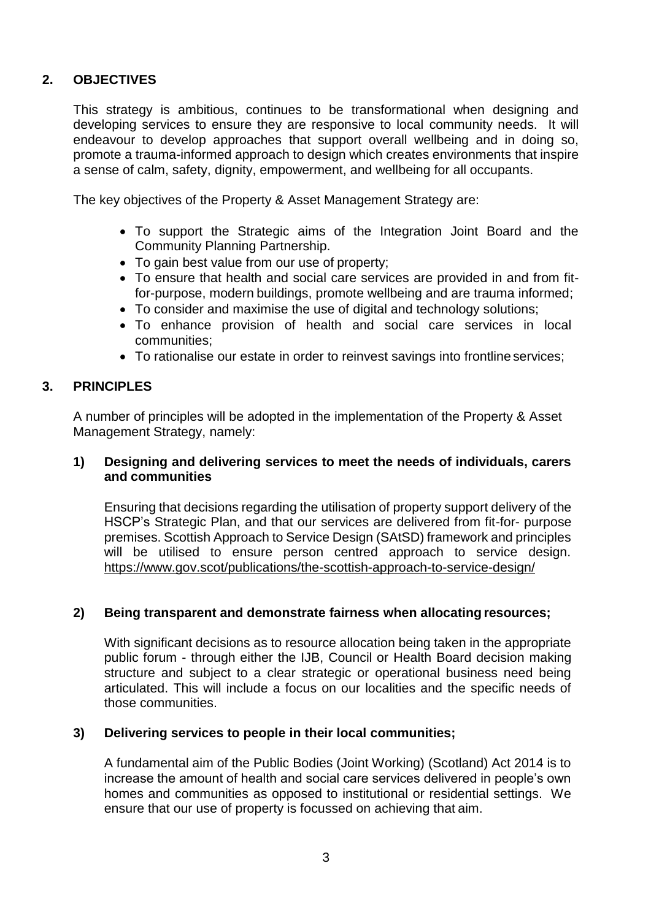## 2. OBJECTIVES

This strategy is ambitious, continues to be transformational when designing and developing services to ensure they are responsive to local community needs. It will endeavour to develop approaches that support overall wellbeing and in doing so, promote a trauma-informed approach to design which creates environments that inspire a sense of calm, safety, dignity, empowerment, and wellbeing for all occupants.

The key objectives of the Property & Asset Management Strategy are:

- To support the Strategic aims of the Integration Joint Board and the Community Planning Partnership.
- To gain best value from our use of property;
- To ensure that health and social care services are provided in and from fit-for-purpose, modern buildings, promote wellbeing and are trauma informed;
- To consider and maximise the use of digital and technology solutions;
- To enhance provision of health and social care services in local communities;
- To rationalise our estate in order to reinvest savings into frontline services;

## 3. PRINCIPLES

A number of principles will be adopted in the implementation of the Property & Asset Management Strategy, namely:

### 1) Designing and delivering services to meet the needs of individuals, carers and communities

Ensuring that decisions regarding the utilisation of property support delivery of the HSCP's Strategic Plan, and that our services are delivered from fit-for- purpose premises. Scottish Approach to Service Design (SAtSD) framework and principles will be utilised to ensure person centred approach to service design. https://www.gov.scot/publications/the-scottish-approach-to-service-design/

### 2) Being transparent and demonstrate fairness when allocating resources;

With significant decisions as to resource allocation being taken in the appropriate public forum - through either the IJB, Council or Health Board decision making structure and subject to a clear strategic or operational business need being articulated. This will include a focus on our localities and the specific needs of those communities.

### 3) Delivering services to people in their local communities;

A fundamental aim of the Public Bodies (Joint Working) (Scotland) Act 2014 is to increase the amount of health and social care services delivered in people's own homes and communities as opposed to institutional or residential settings. We ensure that our use of property is focussed on achieving that aim.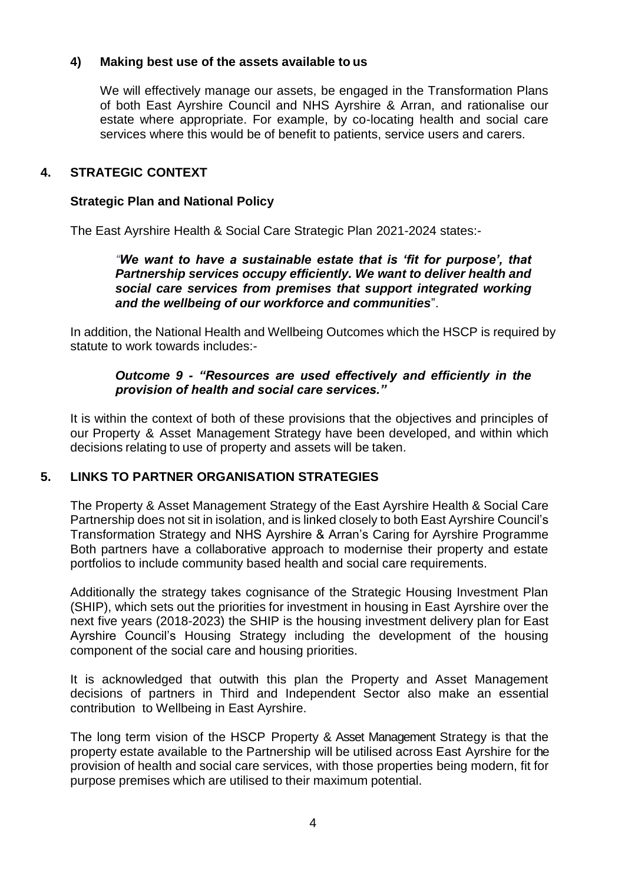### 4) Making best use of the assets available to us

We will effectively manage our assets, be engaged in the Transformation Plans of both East Ayrshire Council and NHS Ayrshire & Arran, and rationalise our estate where appropriate. For example, by co-locating health and social care services where this would be of benefit to patients, service users and carers.

## 4. STRATEGIC CONTEXT

### Strategic Plan and National Policy

The East Ayrshire Health & Social Care Strategic Plan 2021-2024 states:-

> ***"We want to have a sustainable estate that is 'fit for purpose', that Partnership services occupy efficiently. We want to deliver health and social care services from premises that support integrated working and the wellbeing of our workforce and communities***".

In addition, the National Health and Wellbeing Outcomes which the HSCP is required by statute to work towards includes:-

> ***Outcome 9 - "Resources are used effectively and efficiently in the provision of health and social care services."***

It is within the context of both of these provisions that the objectives and principles of our Property & Asset Management Strategy have been developed, and within which decisions relating to use of property and assets will be taken.

## 5. LINKS TO PARTNER ORGANISATION STRATEGIES

The Property & Asset Management Strategy of the East Ayrshire Health & Social Care Partnership does not sit in isolation, and is linked closely to both East Ayrshire Council's Transformation Strategy and NHS Ayrshire & Arran's Caring for Ayrshire Programme Both partners have a collaborative approach to modernise their property and estate portfolios to include community based health and social care requirements.

Additionally the strategy takes cognisance of the Strategic Housing Investment Plan (SHIP), which sets out the priorities for investment in housing in East Ayrshire over the next five years (2018-2023) the SHIP is the housing investment delivery plan for East Ayrshire Council's Housing Strategy including the development of the housing component of the social care and housing priorities.

It is acknowledged that outwith this plan the Property and Asset Management decisions of partners in Third and Independent Sector also make an essential contribution to Wellbeing in East Ayrshire.

The long term vision of the HSCP Property & Asset Management Strategy is that the property estate available to the Partnership will be utilised across East Ayrshire for the provision of health and social care services, with those properties being modern, fit for purpose premises which are utilised to their maximum potential.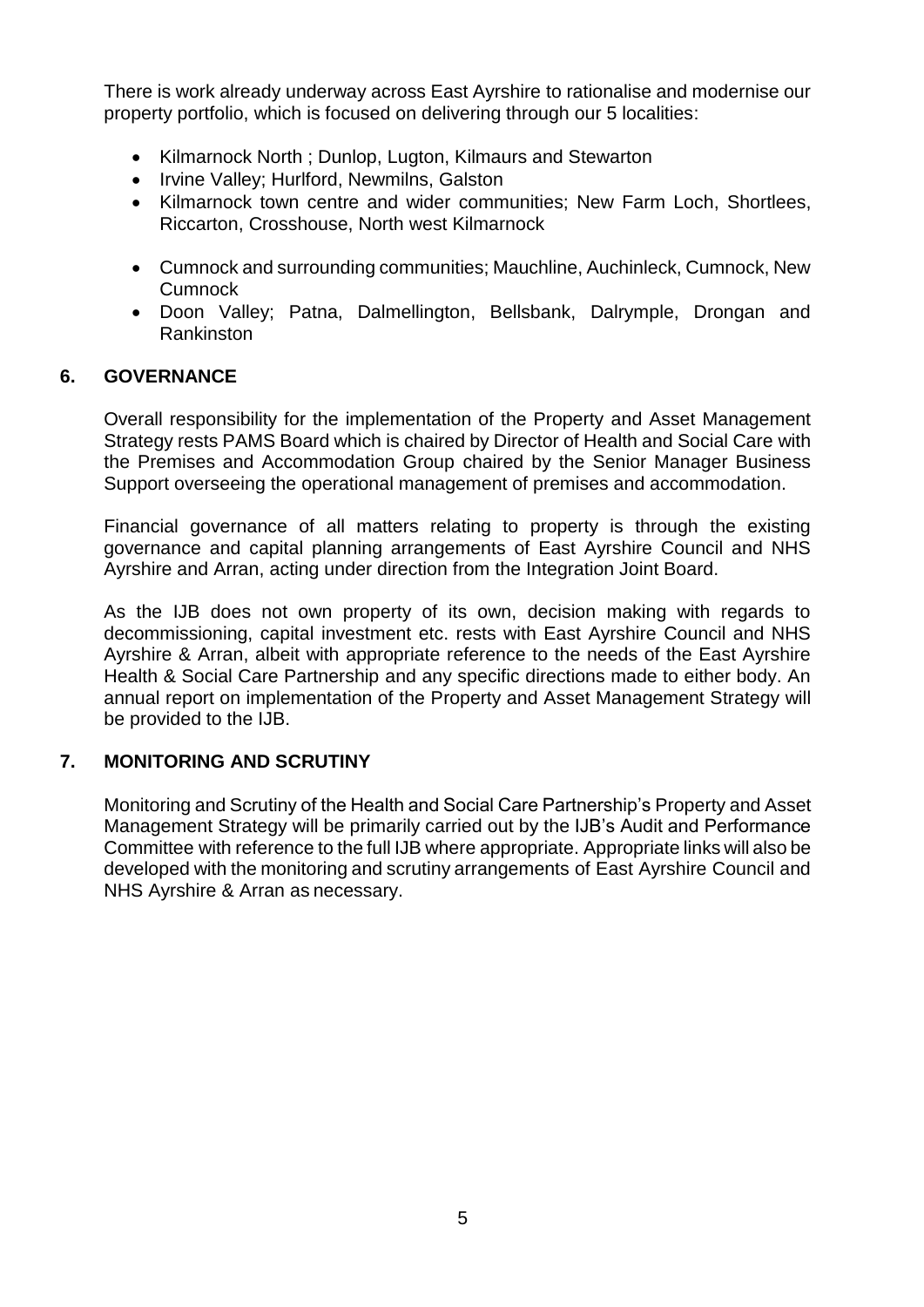There is work already underway across East Ayrshire to rationalise and modernise our property portfolio, which is focused on delivering through our 5 localities:

- Kilmarnock North ; Dunlop, Lugton, Kilmaurs and Stewarton
- Irvine Valley; Hurlford, Newmilns, Galston
- Kilmarnock town centre and wider communities; New Farm Loch, Shortlees, Riccarton, Crosshouse, North west Kilmarnock
- Cumnock and surrounding communities; Mauchline, Auchinleck, Cumnock, New Cumnock
- Doon Valley; Patna, Dalmellington, Bellsbank, Dalrymple, Drongan and Rankinston

## 6. GOVERNANCE

Overall responsibility for the implementation of the Property and Asset Management Strategy rests PAMS Board which is chaired by Director of Health and Social Care with the Premises and Accommodation Group chaired by the Senior Manager Business Support overseeing the operational management of premises and accommodation.

Financial governance of all matters relating to property is through the existing governance and capital planning arrangements of East Ayrshire Council and NHS Ayrshire and Arran, acting under direction from the Integration Joint Board.

As the IJB does not own property of its own, decision making with regards to decommissioning, capital investment etc. rests with East Ayrshire Council and NHS Ayrshire & Arran, albeit with appropriate reference to the needs of the East Ayrshire Health & Social Care Partnership and any specific directions made to either body. An annual report on implementation of the Property and Asset Management Strategy will be provided to the IJB.

## 7. MONITORING AND SCRUTINY

Monitoring and Scrutiny of the Health and Social Care Partnership's Property and Asset Management Strategy will be primarily carried out by the IJB's Audit and Performance Committee with reference to the full IJB where appropriate. Appropriate links will also be developed with the monitoring and scrutiny arrangements of East Ayrshire Council and NHS Ayrshire & Arran as necessary.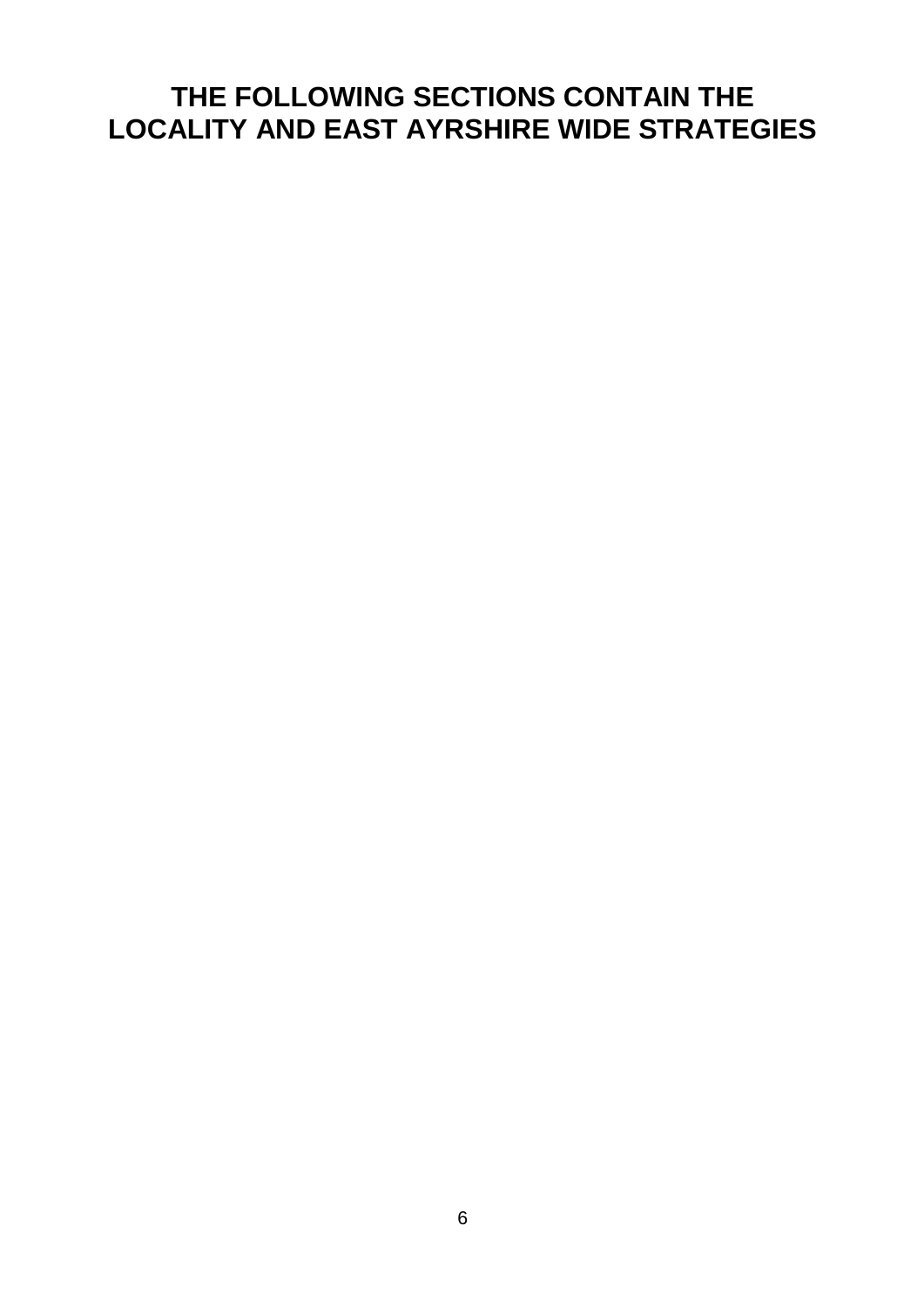# THE FOLLOWING SECTIONS CONTAIN THE LOCALITY AND EAST AYRSHIRE WIDE STRATEGIES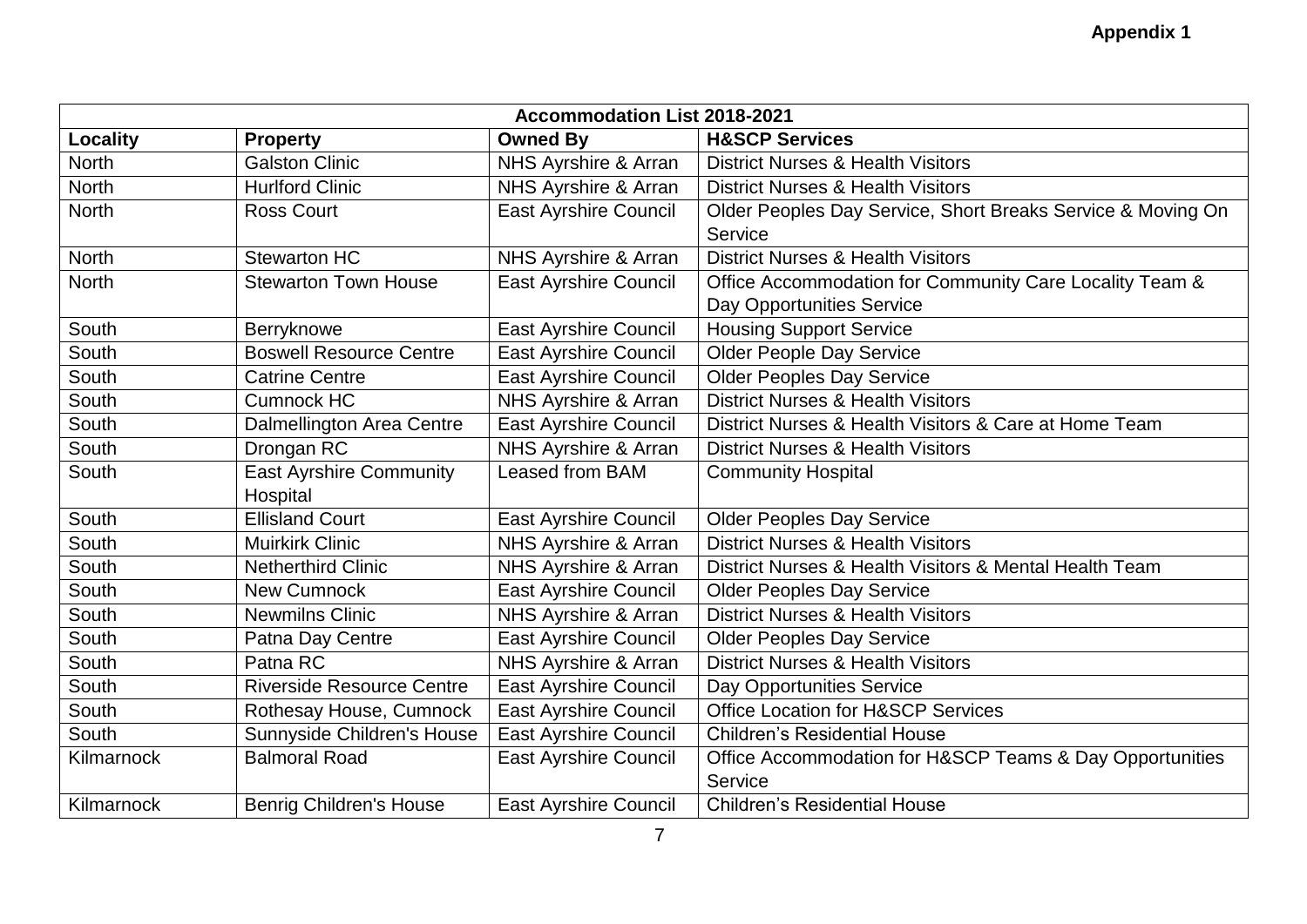**Appendix 1**

| Accommodation List 2018-2021 | | | |
|---|---|---|---|
| **Locality** | **Property** | **Owned By** | **H&SCP Services** |
| North | Galston Clinic | NHS Ayrshire & Arran | District Nurses & Health Visitors |
| North | Hurlford Clinic | NHS Ayrshire & Arran | District Nurses & Health Visitors |
| North | Ross Court | East Ayrshire Council | Older Peoples Day Service, Short Breaks Service & Moving On Service |
| North | Stewarton HC | NHS Ayrshire & Arran | District Nurses & Health Visitors |
| North | Stewarton Town House | East Ayrshire Council | Office Accommodation for Community Care Locality Team & Day Opportunities Service |
| South | Berryknowe | East Ayrshire Council | Housing Support Service |
| South | Boswell Resource Centre | East Ayrshire Council | Older People Day Service |
| South | Catrine Centre | East Ayrshire Council | Older Peoples Day Service |
| South | Cumnock HC | NHS Ayrshire & Arran | District Nurses & Health Visitors |
| South | Dalmellington Area Centre | East Ayrshire Council | District Nurses & Health Visitors & Care at Home Team |
| South | Drongan RC | NHS Ayrshire & Arran | District Nurses & Health Visitors |
| South | East Ayrshire Community Hospital | Leased from BAM | Community Hospital |
| South | Ellisland Court | East Ayrshire Council | Older Peoples Day Service |
| South | Muirkirk Clinic | NHS Ayrshire & Arran | District Nurses & Health Visitors |
| South | Netherthird Clinic | NHS Ayrshire & Arran | District Nurses & Health Visitors & Mental Health Team |
| South | New Cumnock | East Ayrshire Council | Older Peoples Day Service |
| South | Newmilns Clinic | NHS Ayrshire & Arran | District Nurses & Health Visitors |
| South | Patna Day Centre | East Ayrshire Council | Older Peoples Day Service |
| South | Patna RC | NHS Ayrshire & Arran | District Nurses & Health Visitors |
| South | Riverside Resource Centre | East Ayrshire Council | Day Opportunities Service |
| South | Rothesay House, Cumnock | East Ayrshire Council | Office Location for H&SCP Services |
| South | Sunnyside Children's House | East Ayrshire Council | Children's Residential House |
| Kilmarnock | Balmoral Road | East Ayrshire Council | Office Accommodation for H&SCP Teams & Day Opportunities Service |
| Kilmarnock | Benrig Children's House | East Ayrshire Council | Children's Residential House |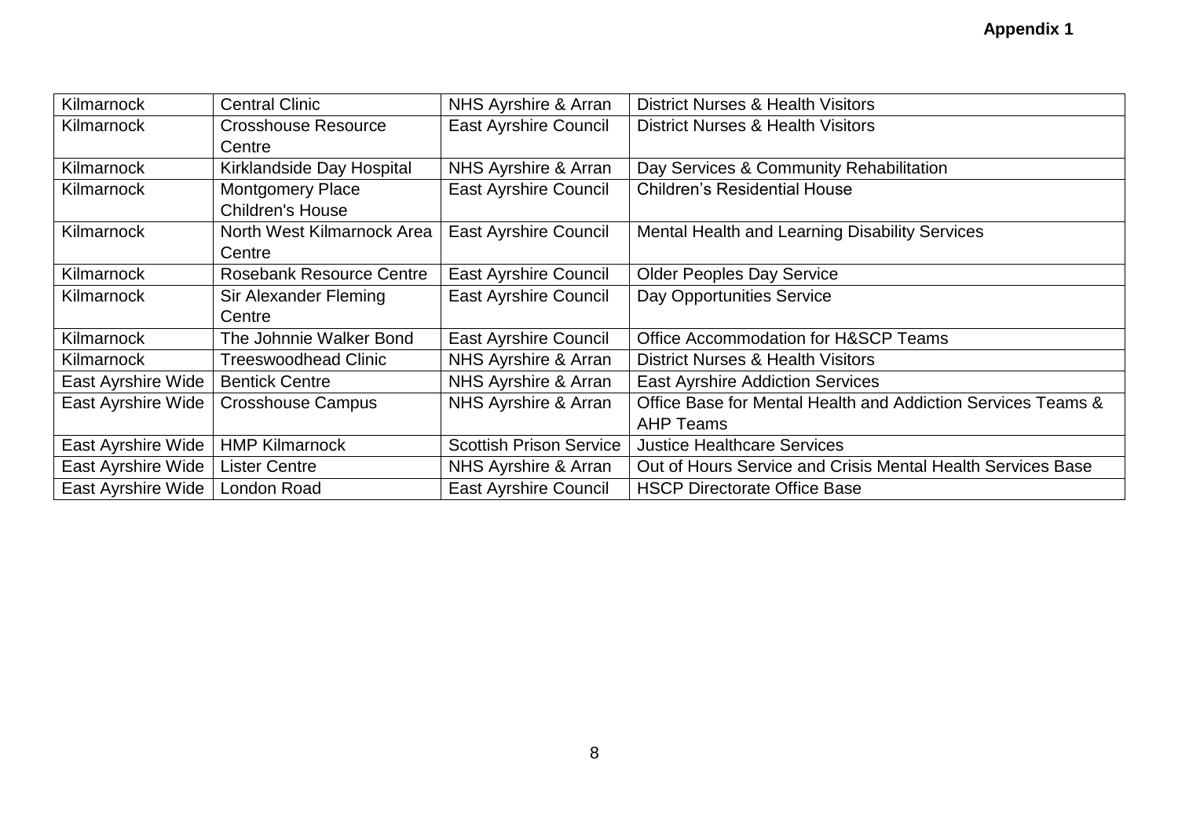**Appendix 1**

| | | | |
|---|---|---|---|
| Kilmarnock | Central Clinic | NHS Ayrshire & Arran | District Nurses & Health Visitors |
| Kilmarnock | Crosshouse Resource Centre | East Ayrshire Council | District Nurses & Health Visitors |
| Kilmarnock | Kirklandside Day Hospital | NHS Ayrshire & Arran | Day Services & Community Rehabilitation |
| Kilmarnock | Montgomery Place Children's House | East Ayrshire Council | Children's Residential House |
| Kilmarnock | North West Kilmarnock Area Centre | East Ayrshire Council | Mental Health and Learning Disability Services |
| Kilmarnock | Rosebank Resource Centre | East Ayrshire Council | Older Peoples Day Service |
| Kilmarnock | Sir Alexander Fleming Centre | East Ayrshire Council | Day Opportunities Service |
| Kilmarnock | The Johnnie Walker Bond | East Ayrshire Council | Office Accommodation for H&SCP Teams |
| Kilmarnock | Treeswoodhead Clinic | NHS Ayrshire & Arran | District Nurses & Health Visitors |
| East Ayrshire Wide | Bentick Centre | NHS Ayrshire & Arran | East Ayrshire Addiction Services |
| East Ayrshire Wide | Crosshouse Campus | NHS Ayrshire & Arran | Office Base for Mental Health and Addiction Services Teams & AHP Teams |
| East Ayrshire Wide | HMP Kilmarnock | Scottish Prison Service | Justice Healthcare Services |
| East Ayrshire Wide | Lister Centre | NHS Ayrshire & Arran | Out of Hours Service and Crisis Mental Health Services Base |
| East Ayrshire Wide | London Road | East Ayrshire Council | HSCP Directorate Office Base |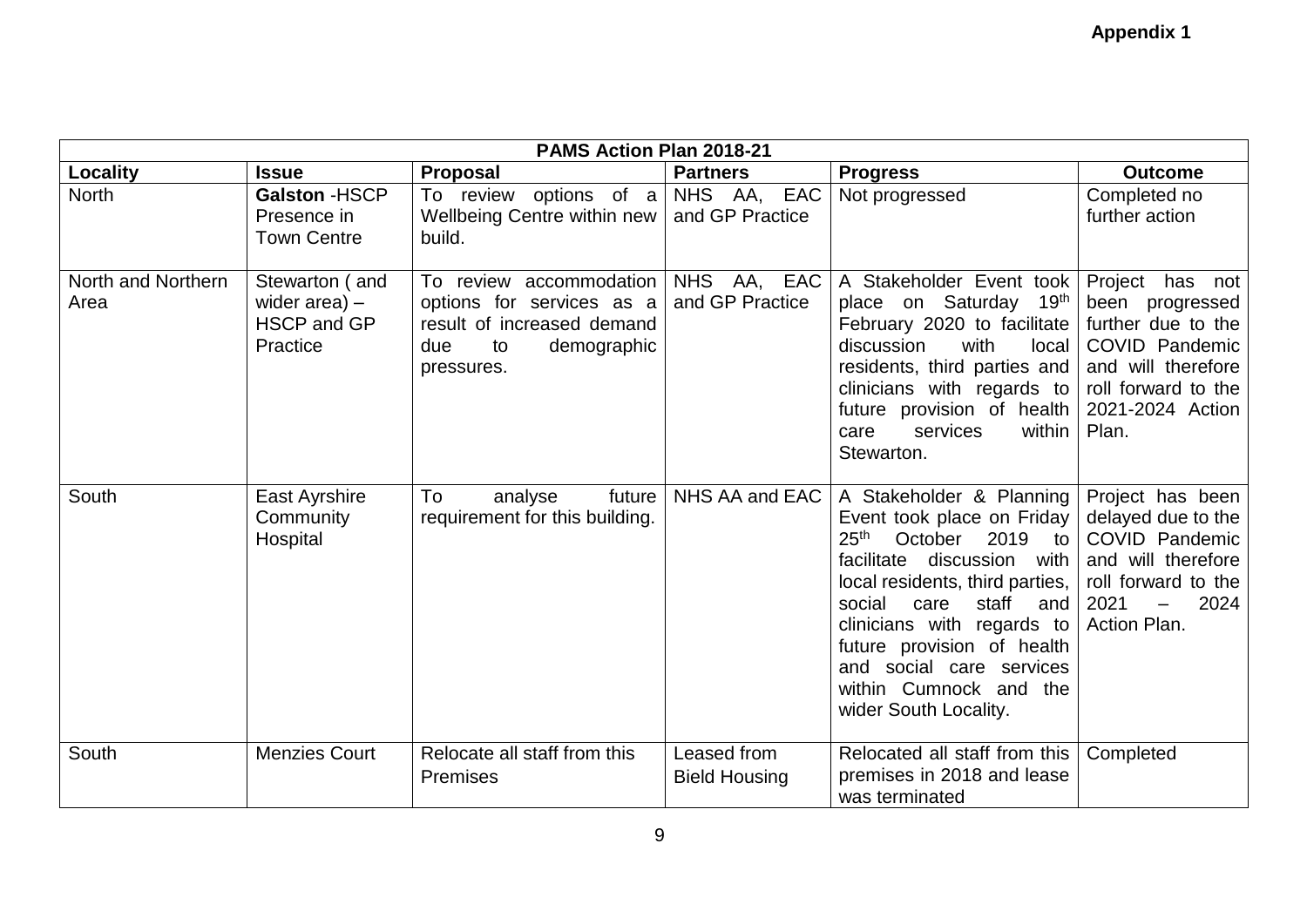**Appendix 1**

| PAMS Action Plan 2018-21 | | | | | |
|---|---|---|---|---|---|
| **Locality** | **Issue** | **Proposal** | **Partners** | **Progress** | **Outcome** |
| North | **Galston** -HSCP Presence in Town Centre | To review options of a Wellbeing Centre within new build. | NHS AA, EAC and GP Practice | Not progressed | Completed no further action |
| North and Northern Area | Stewarton ( and wider area) – HSCP and GP Practice | To review accommodation options for services as a result of increased demand due to demographic pressures. | NHS AA, EAC and GP Practice | A Stakeholder Event took place on Saturday 19th February 2020 to facilitate discussion with local residents, third parties and clinicians with regards to future provision of health care services within Stewarton. | Project has not been progressed further due to the COVID Pandemic and will therefore roll forward to the 2021-2024 Action Plan. |
| South | East Ayrshire Community Hospital | To analyse future requirement for this building. | NHS AA and EAC | A Stakeholder & Planning Event took place on Friday 25th October 2019 to facilitate discussion with local residents, third parties, social care staff and clinicians with regards to future provision of health and social care services within Cumnock and the wider South Locality. | Project has been delayed due to the COVID Pandemic and will therefore roll forward to the 2021 – 2024 Action Plan. |
| South | Menzies Court | Relocate all staff from this Premises | Leased from Bield Housing | Relocated all staff from this premises in 2018 and lease was terminated | Completed |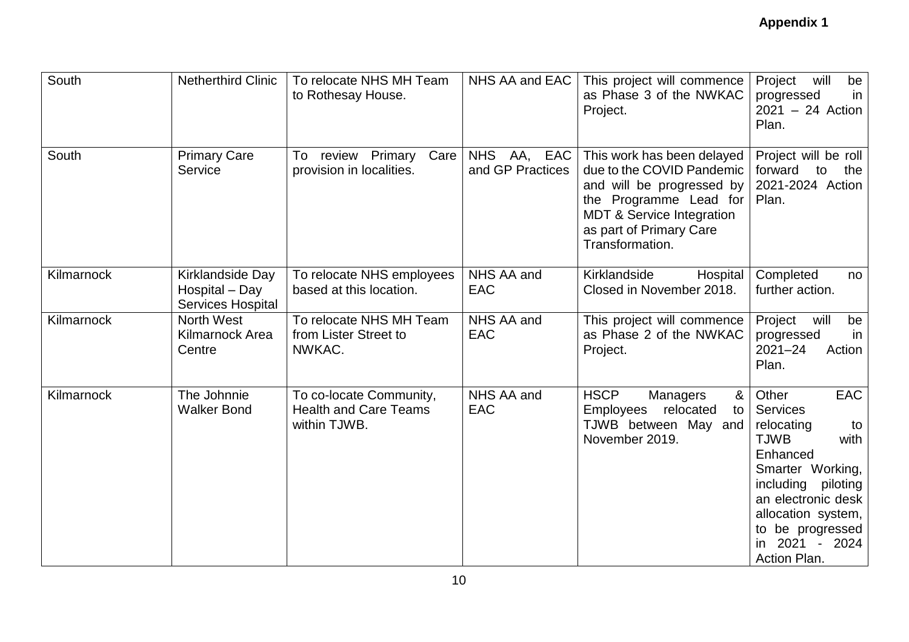**Appendix 1**

| | | | | | |
|---|---|---|---|---|---|
| South | Netherthird Clinic | To relocate NHS MH Team to Rothesay House. | NHS AA and EAC | This project will commence as Phase 3 of the NWKAC Project. | Project will be progressed in 2021 – 24 Action Plan. |
| South | Primary Care Service | To review Primary Care provision in localities. | NHS AA, EAC and GP Practices | This work has been delayed due to the COVID Pandemic and will be progressed by the Programme Lead for MDT & Service Integration as part of Primary Care Transformation. | Project will be roll forward to the 2021-2024 Action Plan. |
| Kilmarnock | Kirklandside Day Hospital – Day Services Hospital | To relocate NHS employees based at this location. | NHS AA and EAC | Kirklandside Hospital Closed in November 2018. | Completed no further action. |
| Kilmarnock | North West Kilmarnock Area Centre | To relocate NHS MH Team from Lister Street to NWKAC. | NHS AA and EAC | This project will commence as Phase 2 of the NWKAC Project. | Project will be progressed in 2021–24 Action Plan. |
| Kilmarnock | The Johnnie Walker Bond | To co-locate Community, Health and Care Teams within TJWB. | NHS AA and EAC | HSCP Managers & Employees relocated to TJWB between May and November 2019. | Other EAC Services relocating to TJWB with Enhanced Smarter Working, including piloting an electronic desk allocation system, to be progressed in 2021 - 2024 Action Plan. |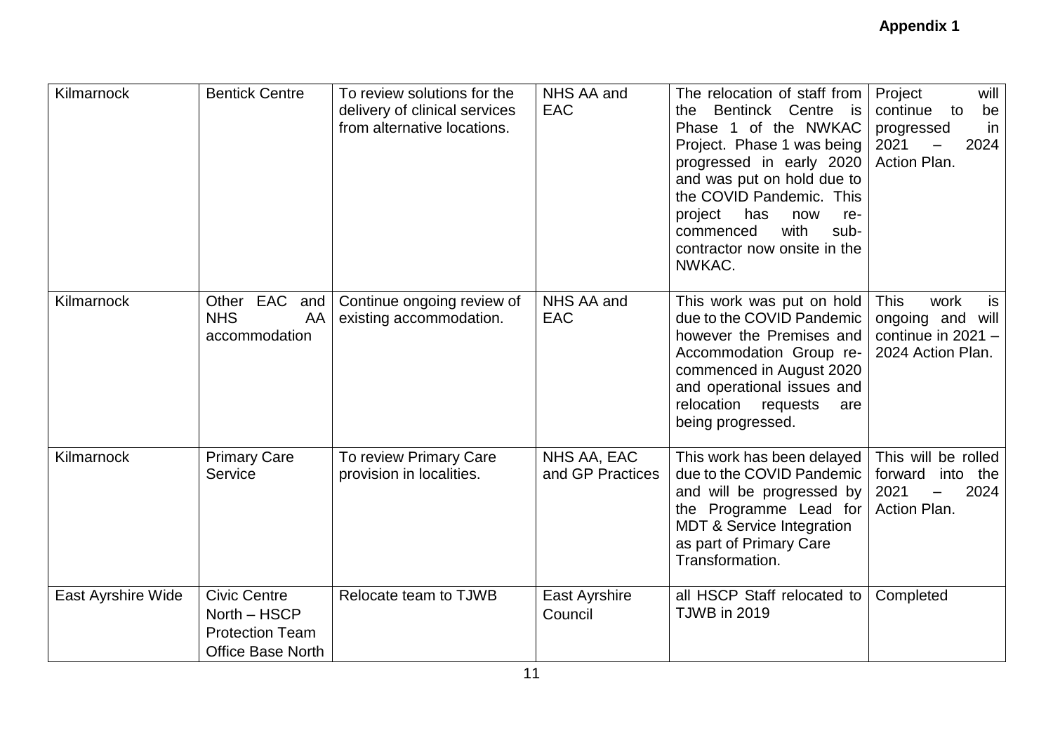**Appendix 1**

| Kilmarnock | Bentick Centre | To review solutions for the delivery of clinical services from alternative locations. | NHS AA and EAC | The relocation of staff from the Bentinck Centre is Phase 1 of the NWKAC Project. Phase 1 was being progressed in early 2020 and was put on hold due to the COVID Pandemic. This project has now re-commenced with sub-contractor now onsite in the NWKAC. | Project will continue to be progressed in 2021 – 2024 Action Plan. |
|---|---|---|---|---|---|
| Kilmarnock | Other EAC and NHS AA accommodation | Continue ongoing review of existing accommodation. | NHS AA and EAC | This work was put on hold due to the COVID Pandemic however the Premises and Accommodation Group re-commenced in August 2020 and operational issues and relocation requests are being progressed. | This work is ongoing and will continue in 2021 – 2024 Action Plan. |
| Kilmarnock | Primary Care Service | To review Primary Care provision in localities. | NHS AA, EAC and GP Practices | This work has been delayed due to the COVID Pandemic and will be progressed by the Programme Lead for MDT & Service Integration as part of Primary Care Transformation. | This will be rolled forward into the 2021 – 2024 Action Plan. |
| East Ayrshire Wide | Civic Centre North – HSCP Protection Team Office Base North | Relocate team to TJWB | East Ayrshire Council | all HSCP Staff relocated to TJWB in 2019 | Completed |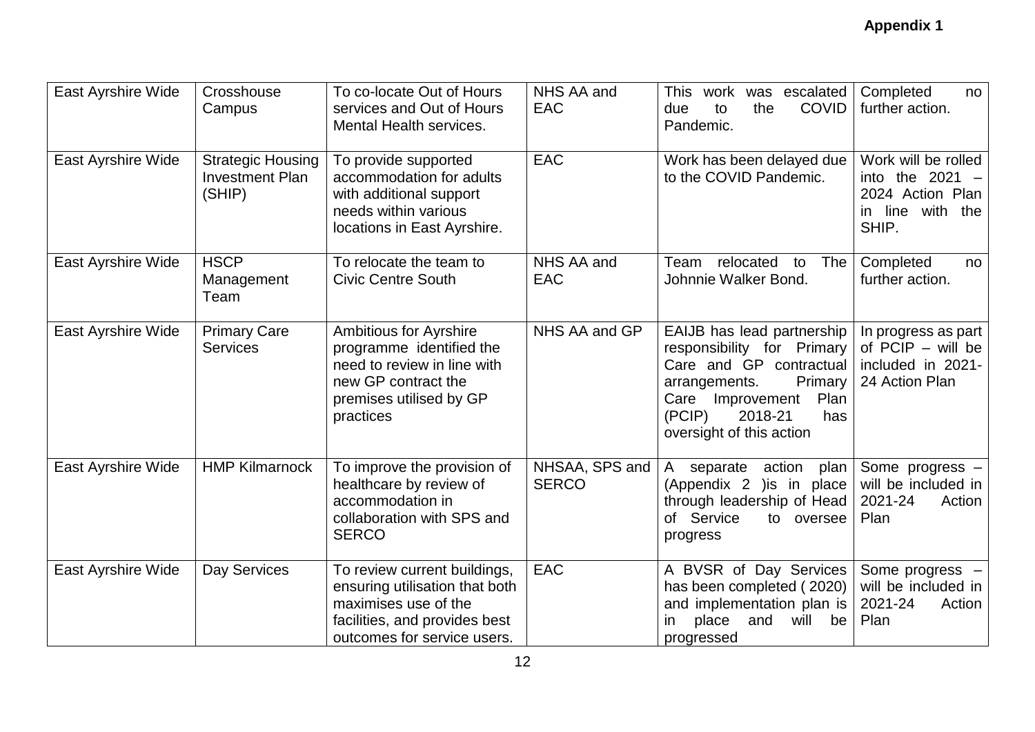**Appendix 1**

| | | | | | |
|---|---|---|---|---|---|
| East Ayrshire Wide | Crosshouse Campus | To co-locate Out of Hours services and Out of Hours Mental Health services. | NHS AA and EAC | This work was escalated due to the COVID Pandemic. | Completed no further action. |
| East Ayrshire Wide | Strategic Housing Investment Plan (SHIP) | To provide supported accommodation for adults with additional support needs within various locations in East Ayrshire. | EAC | Work has been delayed due to the COVID Pandemic. | Work will be rolled into the 2021 – 2024 Action Plan in line with the SHIP. |
| East Ayrshire Wide | HSCP Management Team | To relocate the team to Civic Centre South | NHS AA and EAC | Team relocated to The Johnnie Walker Bond. | Completed no further action. |
| East Ayrshire Wide | Primary Care Services | Ambitious for Ayrshire programme identified the need to review in line with new GP contract the premises utilised by GP practices | NHS AA and GP | EAIJB has lead partnership responsibility for Primary Care and GP contractual arrangements. Primary Care Improvement Plan (PCIP) 2018-21 has oversight of this action | In progress as part of PCIP – will be included in 2021-24 Action Plan |
| East Ayrshire Wide | HMP Kilmarnock | To improve the provision of healthcare by review of accommodation in collaboration with SPS and SERCO | NHSAA, SPS and SERCO | A separate action plan (Appendix 2 )is in place through leadership of Head of Service to oversee progress | Some progress – will be included in 2021-24 Action Plan |
| East Ayrshire Wide | Day Services | To review current buildings, ensuring utilisation that both maximises use of the facilities, and provides best outcomes for service users. | EAC | A BVSR of Day Services has been completed ( 2020) and implementation plan is in place and will be progressed | Some progress – will be included in 2021-24 Action Plan |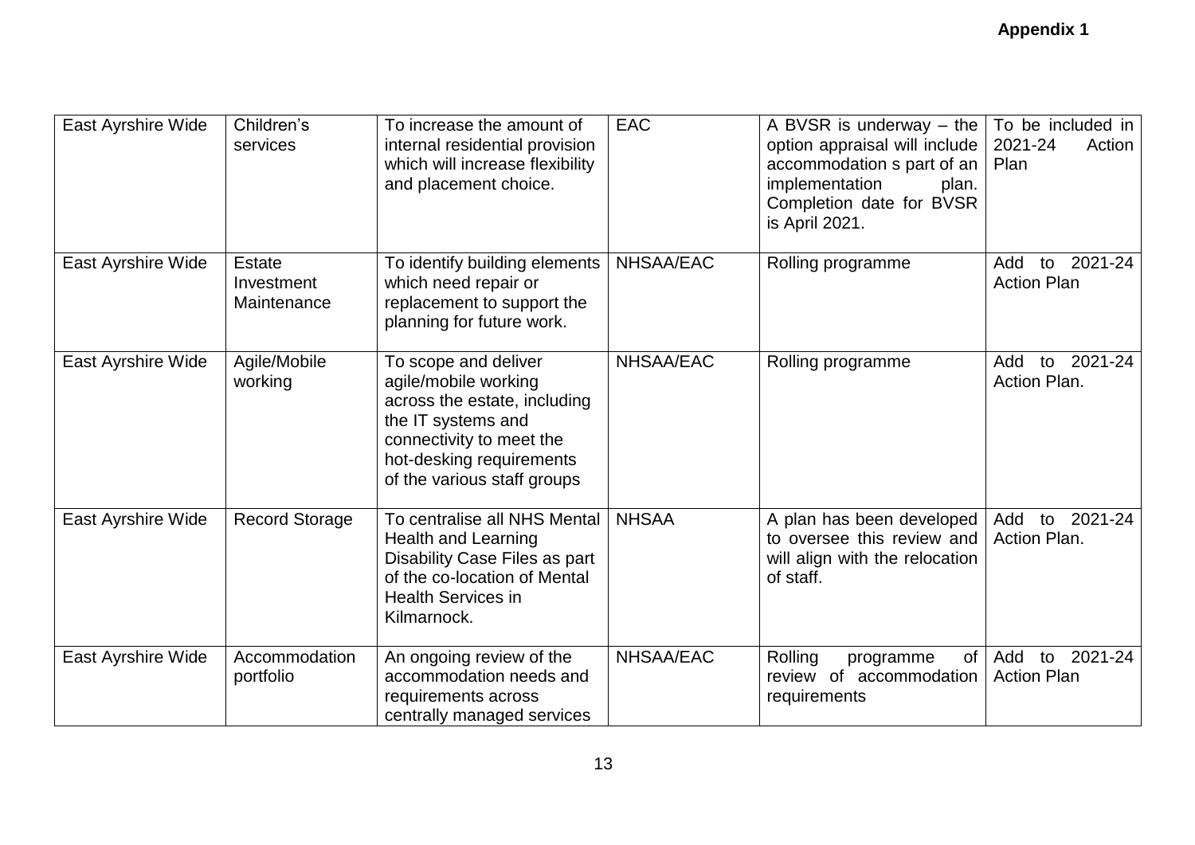**Appendix 1**

| | | | | | |
|---|---|---|---|---|---|
| East Ayrshire Wide | Children's services | To increase the amount of internal residential provision which will increase flexibility and placement choice. | EAC | A BVSR is underway – the option appraisal will include accommodation s part of an implementation plan. Completion date for BVSR is April 2021. | To be included in 2021-24 Action Plan |
| East Ayrshire Wide | Estate Investment Maintenance | To identify building elements which need repair or replacement to support the planning for future work. | NHSAA/EAC | Rolling programme | Add to 2021-24 Action Plan |
| East Ayrshire Wide | Agile/Mobile working | To scope and deliver agile/mobile working across the estate, including the IT systems and connectivity to meet the hot-desking requirements of the various staff groups | NHSAA/EAC | Rolling programme | Add to 2021-24 Action Plan. |
| East Ayrshire Wide | Record Storage | To centralise all NHS Mental Health and Learning Disability Case Files as part of the co-location of Mental Health Services in Kilmarnock. | NHSAA | A plan has been developed to oversee this review and will align with the relocation of staff. | Add to 2021-24 Action Plan. |
| East Ayrshire Wide | Accommodation portfolio | An ongoing review of the accommodation needs and requirements across centrally managed services | NHSAA/EAC | Rolling programme of review of accommodation requirements | Add to 2021-24 Action Plan |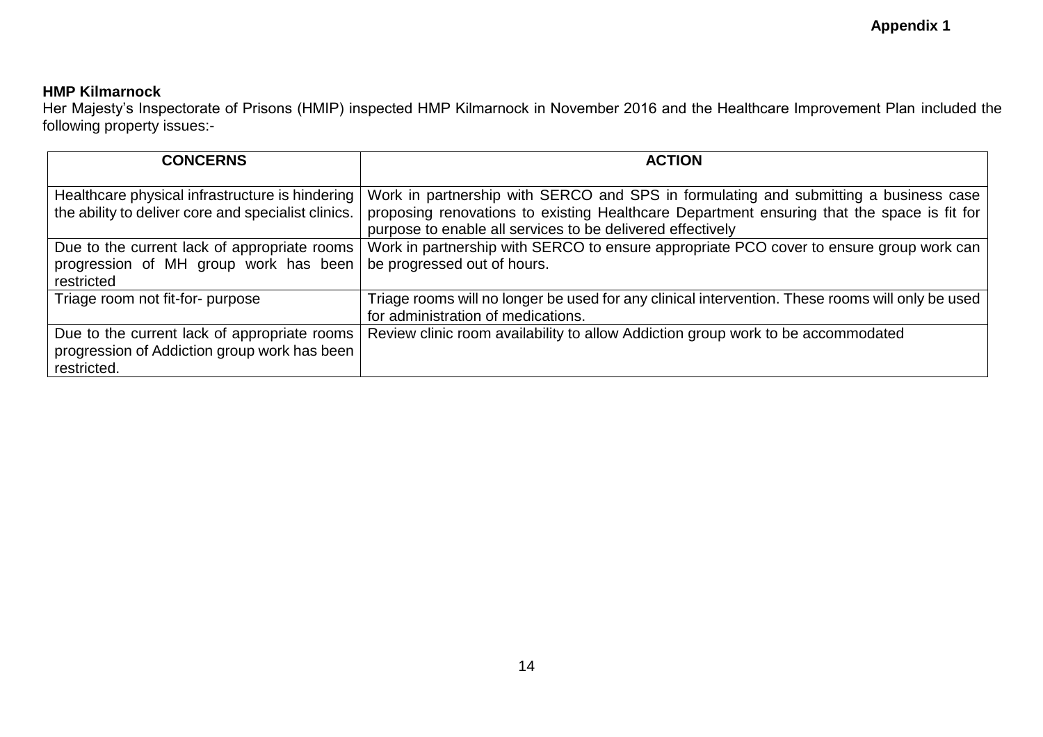**Appendix 1**

**HMP Kilmarnock**

Her Majesty's Inspectorate of Prisons (HMIP) inspected HMP Kilmarnock in November 2016 and the Healthcare Improvement Plan included the following property issues:-

| CONCERNS | ACTION |
|---|---|
| Healthcare physical infrastructure is hindering the ability to deliver core and specialist clinics. | Work in partnership with SERCO and SPS in formulating and submitting a business case proposing renovations to existing Healthcare Department ensuring that the space is fit for purpose to enable all services to be delivered effectively |
| Due to the current lack of appropriate rooms progression of MH group work has been restricted | Work in partnership with SERCO to ensure appropriate PCO cover to ensure group work can be progressed out of hours. |
| Triage room not fit-for- purpose | Triage rooms will no longer be used for any clinical intervention. These rooms will only be used for administration of medications. |
| Due to the current lack of appropriate rooms progression of Addiction group work has been restricted. | Review clinic room availability to allow Addiction group work to be accommodated |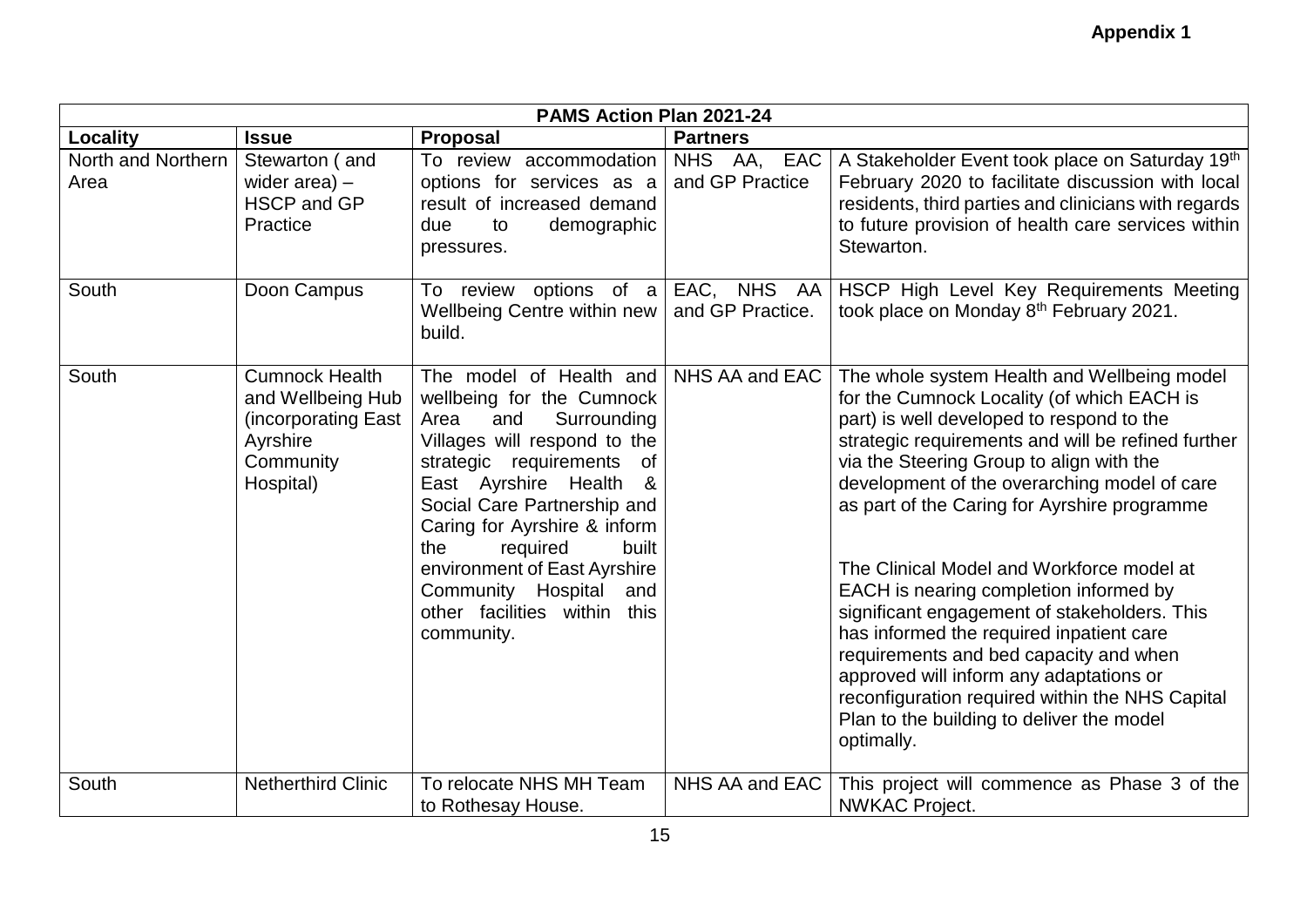**Appendix 1**

| PAMS Action Plan 2021-24 | | | | |
|---|---|---|---|---|
| **Locality** | **Issue** | **Proposal** | **Partners** | |
| North and Northern Area | Stewarton ( and wider area) – HSCP and GP Practice | To review accommodation options for services as a result of increased demand due to demographic pressures. | NHS AA, EAC and GP Practice | A Stakeholder Event took place on Saturday 19th February 2020 to facilitate discussion with local residents, third parties and clinicians with regards to future provision of health care services within Stewarton. |
| South | Doon Campus | To review options of a Wellbeing Centre within new build. | EAC, NHS AA and GP Practice. | HSCP High Level Key Requirements Meeting took place on Monday 8th February 2021. |
| South | Cumnock Health and Wellbeing Hub (incorporating East Ayrshire Community Hospital) | The model of Health and wellbeing for the Cumnock Area and Surrounding Villages will respond to the strategic requirements of East Ayrshire Health & Social Care Partnership and Caring for Ayrshire & inform the required built environment of East Ayrshire Community Hospital and other facilities within this community. | NHS AA and EAC | The whole system Health and Wellbeing model for the Cumnock Locality (of which EACH is part) is well developed to respond to the strategic requirements and will be refined further via the Steering Group to align with the development of the overarching model of care as part of the Caring for Ayrshire programme<br><br>The Clinical Model and Workforce model at EACH is nearing completion informed by significant engagement of stakeholders. This has informed the required inpatient care requirements and bed capacity and when approved will inform any adaptations or reconfiguration required within the NHS Capital Plan to the building to deliver the model optimally. |
| South | Netherthird Clinic | To relocate NHS MH Team to Rothesay House. | NHS AA and EAC | This project will commence as Phase 3 of the NWKAC Project. |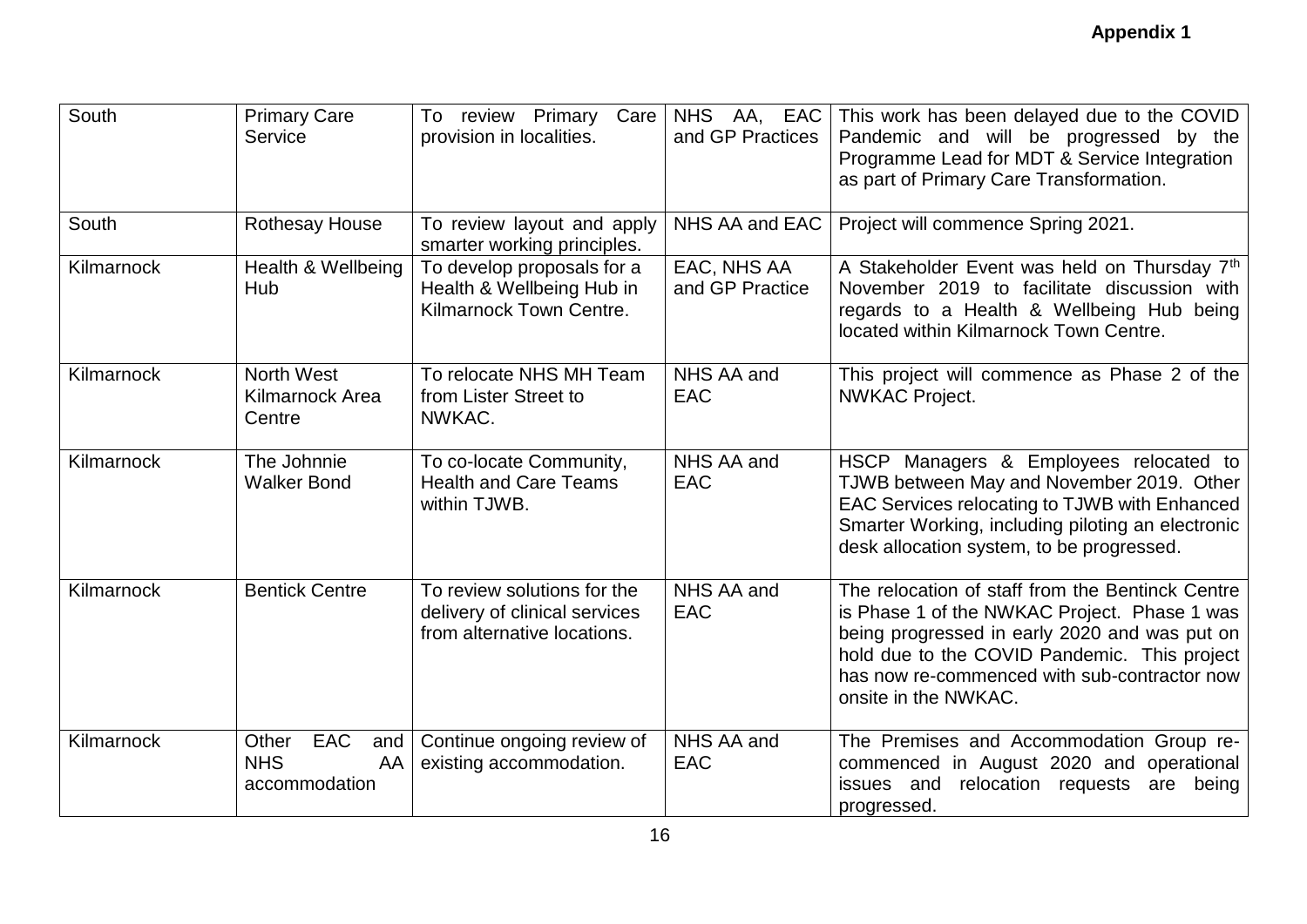**Appendix 1**

| | | | | |
|---|---|---|---|---|
| South | Primary Care Service | To review Primary Care provision in localities. | NHS AA, EAC and GP Practices | This work has been delayed due to the COVID Pandemic and will be progressed by the Programme Lead for MDT & Service Integration as part of Primary Care Transformation. |
| South | Rothesay House | To review layout and apply smarter working principles. | NHS AA and EAC | Project will commence Spring 2021. |
| Kilmarnock | Health & Wellbeing Hub | To develop proposals for a Health & Wellbeing Hub in Kilmarnock Town Centre. | EAC, NHS AA and GP Practice | A Stakeholder Event was held on Thursday 7th November 2019 to facilitate discussion with regards to a Health & Wellbeing Hub being located within Kilmarnock Town Centre. |
| Kilmarnock | North West Kilmarnock Area Centre | To relocate NHS MH Team from Lister Street to NWKAC. | NHS AA and EAC | This project will commence as Phase 2 of the NWKAC Project. |
| Kilmarnock | The Johnnie Walker Bond | To co-locate Community, Health and Care Teams within TJWB. | NHS AA and EAC | HSCP Managers & Employees relocated to TJWB between May and November 2019. Other EAC Services relocating to TJWB with Enhanced Smarter Working, including piloting an electronic desk allocation system, to be progressed. |
| Kilmarnock | Bentick Centre | To review solutions for the delivery of clinical services from alternative locations. | NHS AA and EAC | The relocation of staff from the Bentinck Centre is Phase 1 of the NWKAC Project. Phase 1 was being progressed in early 2020 and was put on hold due to the COVID Pandemic. This project has now re-commenced with sub-contractor now onsite in the NWKAC. |
| Kilmarnock | Other EAC and NHS AA accommodation | Continue ongoing review of existing accommodation. | NHS AA and EAC | The Premises and Accommodation Group re-commenced in August 2020 and operational issues and relocation requests are being progressed. |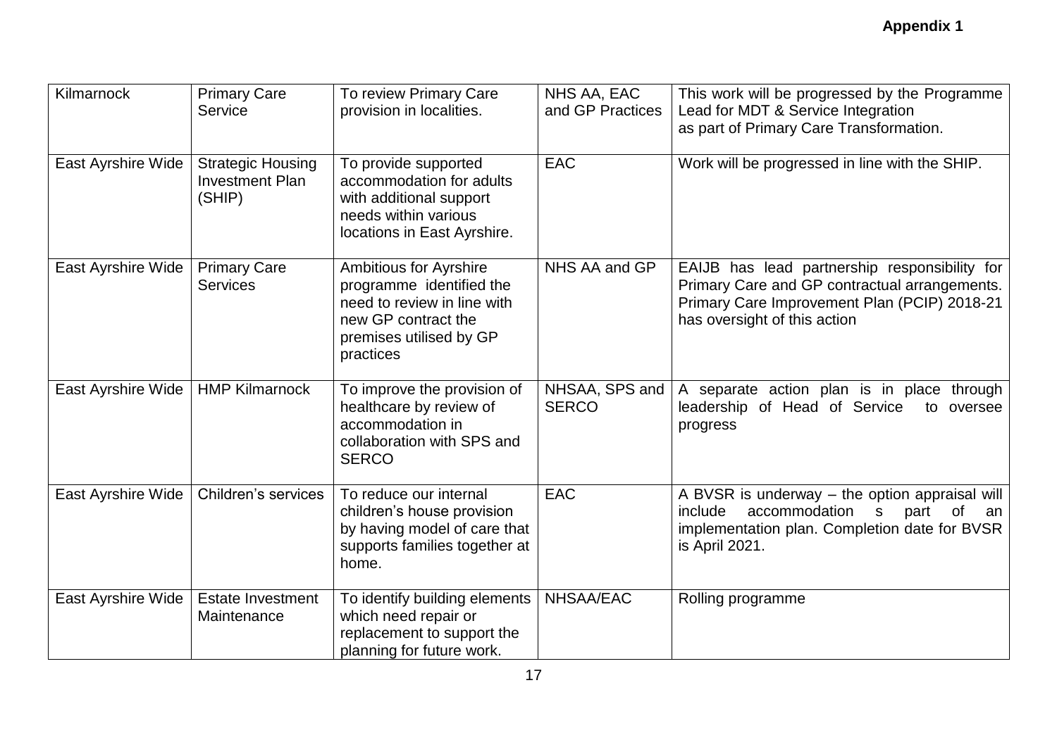**Appendix 1**

| Kilmarnock | Primary Care Service | To review Primary Care provision in localities. | NHS AA, EAC and GP Practices | This work will be progressed by the Programme Lead for MDT & Service Integration as part of Primary Care Transformation. |
|---|---|---|---|---|
| East Ayrshire Wide | Strategic Housing Investment Plan (SHIP) | To provide supported accommodation for adults with additional support needs within various locations in East Ayrshire. | EAC | Work will be progressed in line with the SHIP. |
| East Ayrshire Wide | Primary Care Services | Ambitious for Ayrshire programme identified the need to review in line with new GP contract the premises utilised by GP practices | NHS AA and GP | EAIJB has lead partnership responsibility for Primary Care and GP contractual arrangements. Primary Care Improvement Plan (PCIP) 2018-21 has oversight of this action |
| East Ayrshire Wide | HMP Kilmarnock | To improve the provision of healthcare by review of accommodation in collaboration with SPS and SERCO | NHSAA, SPS and SERCO | A separate action plan is in place through leadership of Head of Service to oversee progress |
| East Ayrshire Wide | Children's services | To reduce our internal children's house provision by having model of care that supports families together at home. | EAC | A BVSR is underway – the option appraisal will include accommodation s part of an implementation plan. Completion date for BVSR is April 2021. |
| East Ayrshire Wide | Estate Investment Maintenance | To identify building elements which need repair or replacement to support the planning for future work. | NHSAA/EAC | Rolling programme |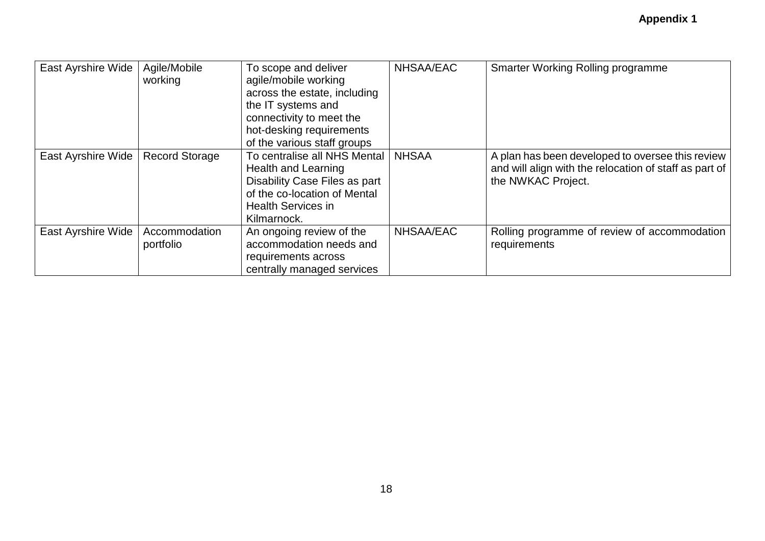**Appendix 1**

| | | | | |
|---|---|---|---|---|
| East Ayrshire Wide | Agile/Mobile working | To scope and deliver agile/mobile working across the estate, including the IT systems and connectivity to meet the hot-desking requirements of the various staff groups | NHSAA/EAC | Smarter Working Rolling programme |
| East Ayrshire Wide | Record Storage | To centralise all NHS Mental Health and Learning Disability Case Files as part of the co-location of Mental Health Services in Kilmarnock. | NHSAA | A plan has been developed to oversee this review and will align with the relocation of staff as part of the NWKAC Project. |
| East Ayrshire Wide | Accommodation portfolio | An ongoing review of the accommodation needs and requirements across centrally managed services | NHSAA/EAC | Rolling programme of review of accommodation requirements |